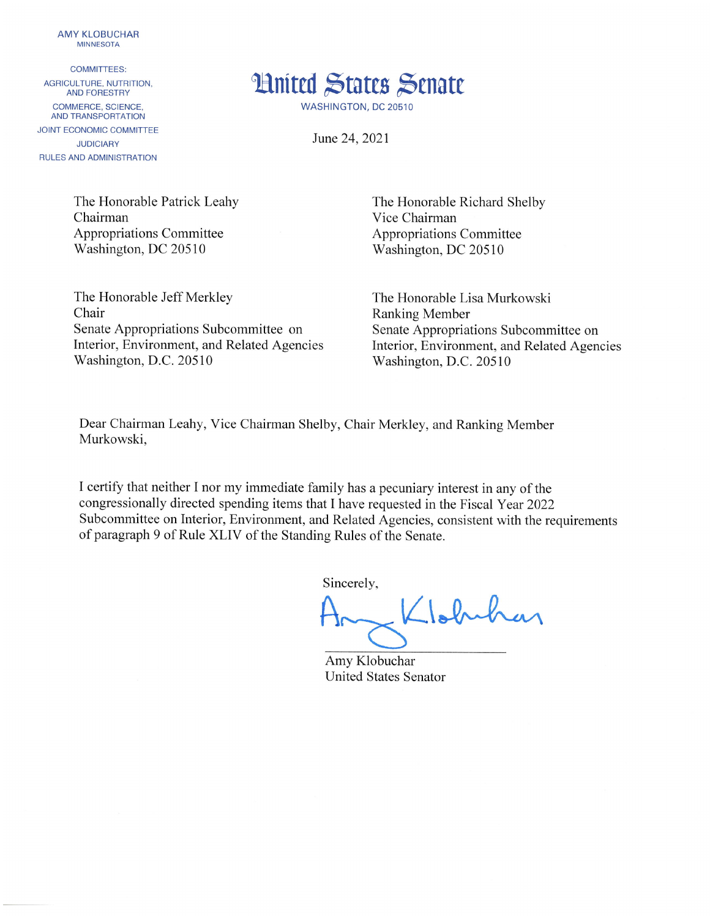AMY KLOBUCHAR
MINNESOTA

COMMITTEES:
AGRICULTURE, NUTRITION, AND FORESTRY
COMMERCE, SCIENCE, AND TRANSPORTATION
JOINT ECONOMIC COMMITTEE
JUDICIARY
RULES AND ADMINISTRATION

# United States Senate

WASHINGTON, DC 20510

June 24, 2021

The Honorable Patrick Leahy
Chairman
Appropriations Committee
Washington, DC 20510

The Honorable Richard Shelby
Vice Chairman
Appropriations Committee
Washington, DC 20510

The Honorable Jeff Merkley
Chair
Senate Appropriations Subcommittee on Interior, Environment, and Related Agencies
Washington, D.C. 20510

The Honorable Lisa Murkowski
Ranking Member
Senate Appropriations Subcommittee on Interior, Environment, and Related Agencies
Washington, D.C. 20510

Dear Chairman Leahy, Vice Chairman Shelby, Chair Merkley, and Ranking Member Murkowski,

I certify that neither I nor my immediate family has a pecuniary interest in any of the congressionally directed spending items that I have requested in the Fiscal Year 2022 Subcommittee on Interior, Environment, and Related Agencies, consistent with the requirements of paragraph 9 of Rule XLIV of the Standing Rules of the Senate.

Sincerely,

Amy Klobuchar
United States Senator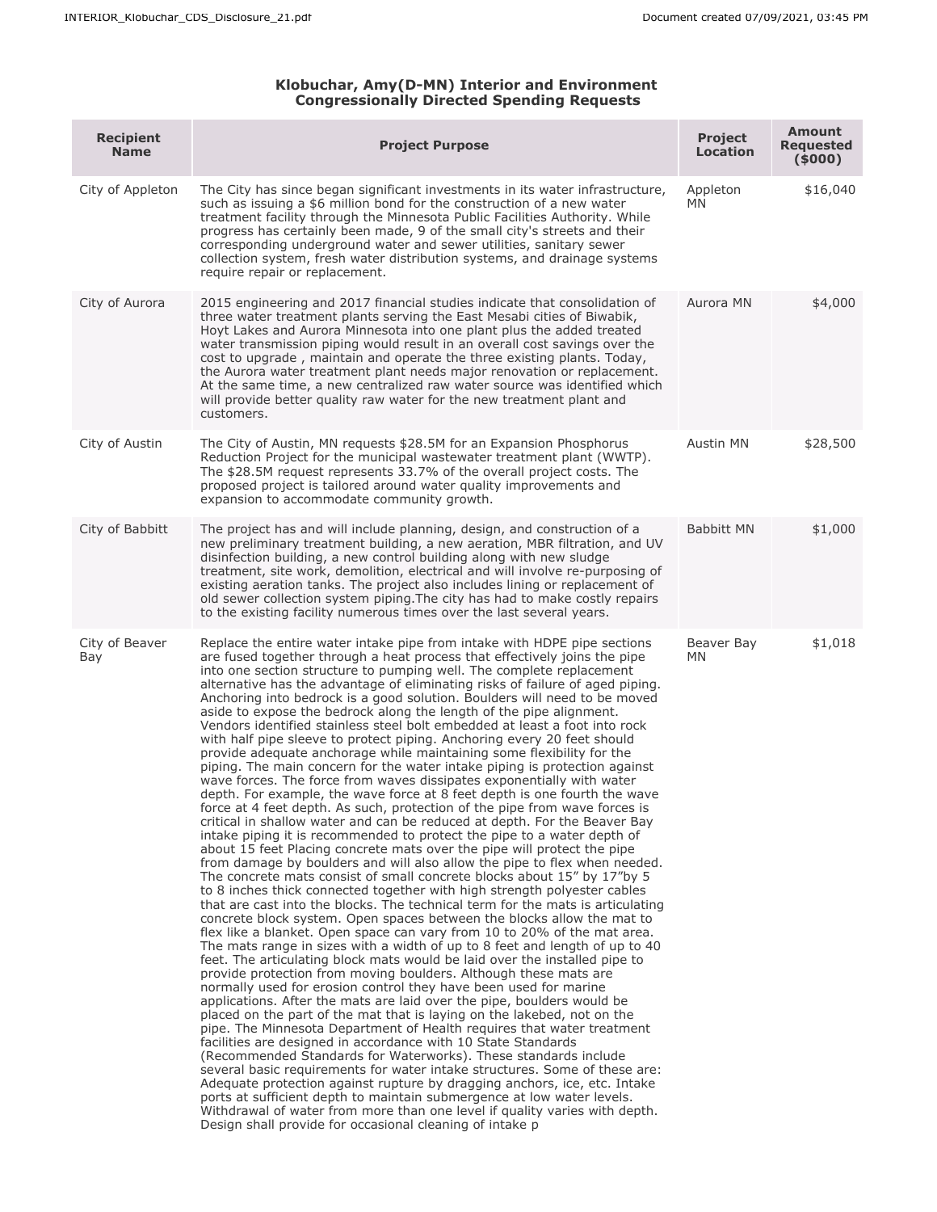**Klobuchar, Amy(D-MN) Interior and Environment Congressionally Directed Spending Requests**

| Recipient Name | Project Purpose | Project Location | Amount Requested ($000) |
|---|---|---|---|
| City of Appleton | The City has since began significant investments in its water infrastructure, such as issuing a $6 million bond for the construction of a new water treatment facility through the Minnesota Public Facilities Authority. While progress has certainly been made, 9 of the small city's streets and their corresponding underground water and sewer utilities, sanitary sewer collection system, fresh water distribution systems, and drainage systems require repair or replacement. | Appleton MN | $16,040 |
| City of Aurora | 2015 engineering and 2017 financial studies indicate that consolidation of three water treatment plants serving the East Mesabi cities of Biwabik, Hoyt Lakes and Aurora Minnesota into one plant plus the added treated water transmission piping would result in an overall cost savings over the cost to upgrade , maintain and operate the three existing plants. Today, the Aurora water treatment plant needs major renovation or replacement. At the same time, a new centralized raw water source was identified which will provide better quality raw water for the new treatment plant and customers. | Aurora MN | $4,000 |
| City of Austin | The City of Austin, MN requests $28.5M for an Expansion Phosphorus Reduction Project for the municipal wastewater treatment plant (WWTP). The $28.5M request represents 33.7% of the overall project costs. The proposed project is tailored around water quality improvements and expansion to accommodate community growth. | Austin MN | $28,500 |
| City of Babbitt | The project has and will include planning, design, and construction of a new preliminary treatment building, a new aeration, MBR filtration, and UV disinfection building, a new control building along with new sludge treatment, site work, demolition, electrical and will involve re-purposing of existing aeration tanks. The project also includes lining or replacement of old sewer collection system piping.The city has had to make costly repairs to the existing facility numerous times over the last several years. | Babbitt MN | $1,000 |
| City of Beaver Bay | Replace the entire water intake pipe from intake with HDPE pipe sections are fused together through a heat process that effectively joins the pipe into one section structure to pumping well. The complete replacement alternative has the advantage of eliminating risks of failure of aged piping. Anchoring into bedrock is a good solution. Boulders will need to be moved aside to expose the bedrock along the length of the pipe alignment. Vendors identified stainless steel bolt embedded at least a foot into rock with half pipe sleeve to protect piping. Anchoring every 20 feet should provide adequate anchorage while maintaining some flexibility for the piping. The main concern for the water intake piping is protection against wave forces. The force from waves dissipates exponentially with water depth. For example, the wave force at 8 feet depth is one fourth the wave force at 4 feet depth. As such, protection of the pipe from wave forces is critical in shallow water and can be reduced at depth. For the Beaver Bay intake piping it is recommended to protect the pipe to a water depth of about 15 feet Placing concrete mats over the pipe will protect the pipe from damage by boulders and will also allow the pipe to flex when needed. The concrete mats consist of small concrete blocks about 15" by 17"by 5 to 8 inches thick connected together with high strength polyester cables that are cast into the blocks. The technical term for the mats is articulating concrete block system. Open spaces between the blocks allow the mat to flex like a blanket. Open space can vary from 10 to 20% of the mat area. The mats range in sizes with a width of up to 8 feet and length of up to 40 feet. The articulating block mats would be laid over the installed pipe to provide protection from moving boulders. Although these mats are normally used for erosion control they have been used for marine applications. After the mats are laid over the pipe, boulders would be placed on the part of the mat that is laying on the lakebed, not on the pipe. The Minnesota Department of Health requires that water treatment facilities are designed in accordance with 10 State Standards (Recommended Standards for Waterworks). These standards include several basic requirements for water intake structures. Some of these are: Adequate protection against rupture by dragging anchors, ice, etc. Intake ports at sufficient depth to maintain submergence at low water levels. Withdrawal of water from more than one level if quality varies with depth. Design shall provide for occasional cleaning of intake p | Beaver Bay MN | $1,018 |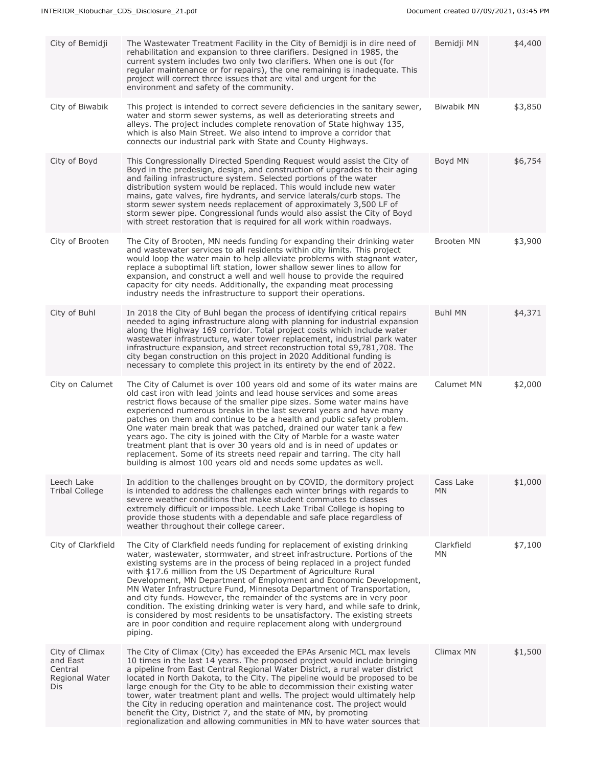| | | | |
|---|---|---|---|
| City of Bemidji | The Wastewater Treatment Facility in the City of Bemidji is in dire need of rehabilitation and expansion to three clarifiers. Designed in 1985, the current system includes two only two clarifiers. When one is out (for regular maintenance or for repairs), the one remaining is inadequate. This project will correct three issues that are vital and urgent for the environment and safety of the community. | Bemidji MN | $4,400 |
| City of Biwabik | This project is intended to correct severe deficiencies in the sanitary sewer, water and storm sewer systems, as well as deteriorating streets and alleys. The project includes complete renovation of State highway 135, which is also Main Street. We also intend to improve a corridor that connects our industrial park with State and County Highways. | Biwabik MN | $3,850 |
| City of Boyd | This Congressionally Directed Spending Request would assist the City of Boyd in the predesign, design, and construction of upgrades to their aging and failing infrastructure system. Selected portions of the water distribution system would be replaced. This would include new water mains, gate valves, fire hydrants, and service laterals/curb stops. The storm sewer system needs replacement of approximately 3,500 LF of storm sewer pipe. Congressional funds would also assist the City of Boyd with street restoration that is required for all work within roadways. | Boyd MN | $6,754 |
| City of Brooten | The City of Brooten, MN needs funding for expanding their drinking water and wastewater services to all residents within city limits. This project would loop the water main to help alleviate problems with stagnant water, replace a suboptimal lift station, lower shallow sewer lines to allow for expansion, and construct a well and well house to provide the required capacity for city needs. Additionally, the expanding meat processing industry needs the infrastructure to support their operations. | Brooten MN | $3,900 |
| City of Buhl | In 2018 the City of Buhl began the process of identifying critical repairs needed to aging infrastructure along with planning for industrial expansion along the Highway 169 corridor. Total project costs which include water wastewater infrastructure, water tower replacement, industrial park water infrastructure expansion, and street reconstruction total $9,781,708. The city began construction on this project in 2020 Additional funding is necessary to complete this project in its entirety by the end of 2022. | Buhl MN | $4,371 |
| City on Calumet | The City of Calumet is over 100 years old and some of its water mains are old cast iron with lead joints and lead house services and some areas restrict flows because of the smaller pipe sizes. Some water mains have experienced numerous breaks in the last several years and have many patches on them and continue to be a health and public safety problem. One water main break that was patched, drained our water tank a few years ago. The city is joined with the City of Marble for a waste water treatment plant that is over 30 years old and is in need of updates or replacement. Some of its streets need repair and tarring. The city hall building is almost 100 years old and needs some updates as well. | Calumet MN | $2,000 |
| Leech Lake Tribal College | In addition to the challenges brought on by COVID, the dormitory project is intended to address the challenges each winter brings with regards to severe weather conditions that make student commutes to classes extremely difficult or impossible. Leech Lake Tribal College is hoping to provide those students with a dependable and safe place regardless of weather throughout their college career. | Cass Lake MN | $1,000 |
| City of Clarkfield | The City of Clarkfield needs funding for replacement of existing drinking water, wastewater, stormwater, and street infrastructure. Portions of the existing systems are in the process of being replaced in a project funded with $17.6 million from the US Department of Agriculture Rural Development, MN Department of Employment and Economic Development, MN Water Infrastructure Fund, Minnesota Department of Transportation, and city funds. However, the remainder of the systems are in very poor condition. The existing drinking water is very hard, and while safe to drink, is considered by most residents to be unsatisfactory. The existing streets are in poor condition and require replacement along with underground piping. | Clarkfield MN | $7,100 |
| City of Climax and East Central Regional Water Dis | The City of Climax (City) has exceeded the EPAs Arsenic MCL max levels 10 times in the last 14 years. The proposed project would include bringing a pipeline from East Central Regional Water District, a rural water district located in North Dakota, to the City. The pipeline would be proposed to be large enough for the City to be able to decommission their existing water tower, water treatment plant and wells. The project would ultimately help the City in reducing operation and maintenance cost. The project would benefit the City, District 7, and the state of MN, by promoting regionalization and allowing communities in MN to have water sources that | Climax MN | $1,500 |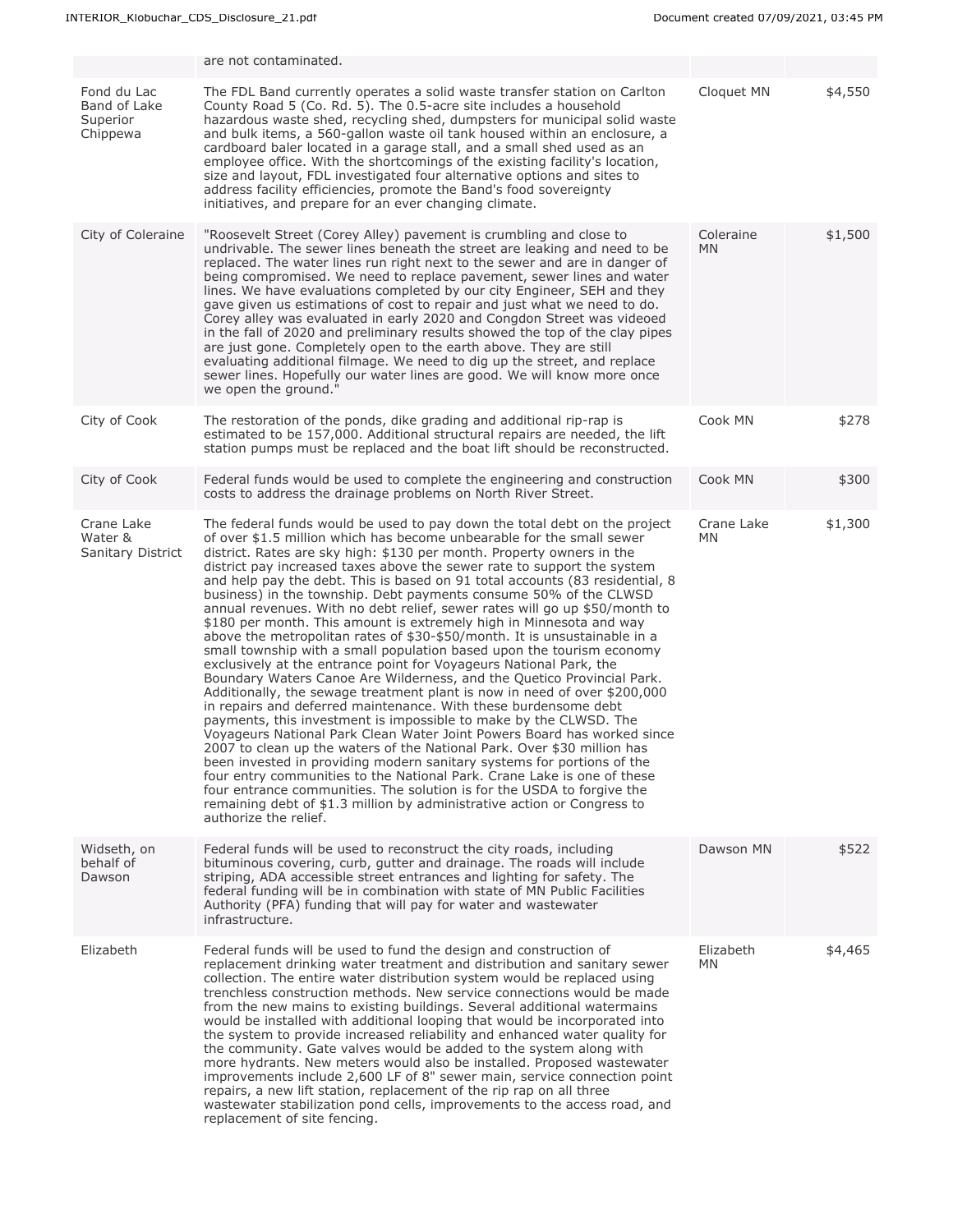| | are not contaminated. | | |
|---|---|---|---|
| Fond du Lac Band of Lake Superior Chippewa | The FDL Band currently operates a solid waste transfer station on Carlton County Road 5 (Co. Rd. 5). The 0.5-acre site includes a household hazardous waste shed, recycling shed, dumpsters for municipal solid waste and bulk items, a 560-gallon waste oil tank housed within an enclosure, a cardboard baler located in a garage stall, and a small shed used as an employee office. With the shortcomings of the existing facility's location, size and layout, FDL investigated four alternative options and sites to address facility efficiencies, promote the Band's food sovereignty initiatives, and prepare for an ever changing climate. | Cloquet MN | $4,550 |
| City of Coleraine | "Roosevelt Street (Corey Alley) pavement is crumbling and close to undrivable. The sewer lines beneath the street are leaking and need to be replaced. The water lines run right next to the sewer and are in danger of being compromised. We need to replace pavement, sewer lines and water lines. We have evaluations completed by our city Engineer, SEH and they gave given us estimations of cost to repair and just what we need to do. Corey alley was evaluated in early 2020 and Congdon Street was videoed in the fall of 2020 and preliminary results showed the top of the clay pipes are just gone. Completely open to the earth above. They are still evaluating additional filmage. We need to dig up the street, and replace sewer lines. Hopefully our water lines are good. We will know more once we open the ground." | Coleraine MN | $1,500 |
| City of Cook | The restoration of the ponds, dike grading and additional rip-rap is estimated to be 157,000. Additional structural repairs are needed, the lift station pumps must be replaced and the boat lift should be reconstructed. | Cook MN | $278 |
| City of Cook | Federal funds would be used to complete the engineering and construction costs to address the drainage problems on North River Street. | Cook MN | $300 |
| Crane Lake Water & Sanitary District | The federal funds would be used to pay down the total debt on the project of over $1.5 million which has become unbearable for the small sewer district. Rates are sky high: $130 per month. Property owners in the district pay increased taxes above the sewer rate to support the system and help pay the debt. This is based on 91 total accounts (83 residential, 8 business) in the township. Debt payments consume 50% of the CLWSD annual revenues. With no debt relief, sewer rates will go up $50/month to $180 per month. This amount is extremely high in Minnesota and way above the metropolitan rates of $30-$50/month. It is unsustainable in a small township with a small population based upon the tourism economy exclusively at the entrance point for Voyageurs National Park, the Boundary Waters Canoe Are Wilderness, and the Quetico Provincial Park. Additionally, the sewage treatment plant is now in need of over $200,000 in repairs and deferred maintenance. With these burdensome debt payments, this investment is impossible to make by the CLWSD. The Voyageurs National Park Clean Water Joint Powers Board has worked since 2007 to clean up the waters of the National Park. Over $30 million has been invested in providing modern sanitary systems for portions of the four entry communities to the National Park. Crane Lake is one of these four entrance communities. The solution is for the USDA to forgive the remaining debt of $1.3 million by administrative action or Congress to authorize the relief. | Crane Lake MN | $1,300 |
| Widseth, on behalf of Dawson | Federal funds will be used to reconstruct the city roads, including bituminous covering, curb, gutter and drainage. The roads will include striping, ADA accessible street entrances and lighting for safety. The federal funding will be in combination with state of MN Public Facilities Authority (PFA) funding that will pay for water and wastewater infrastructure. | Dawson MN | $522 |
| Elizabeth | Federal funds will be used to fund the design and construction of replacement drinking water treatment and distribution and sanitary sewer collection. The entire water distribution system would be replaced using trenchless construction methods. New service connections would be made from the new mains to existing buildings. Several additional watermains would be installed with additional looping that would be incorporated into the system to provide increased reliability and enhanced water quality for the community. Gate valves would be added to the system along with more hydrants. New meters would also be installed. Proposed wastewater improvements include 2,600 LF of 8" sewer main, service connection point repairs, a new lift station, replacement of the rip rap on all three wastewater stabilization pond cells, improvements to the access road, and replacement of site fencing. | Elizabeth MN | $4,465 |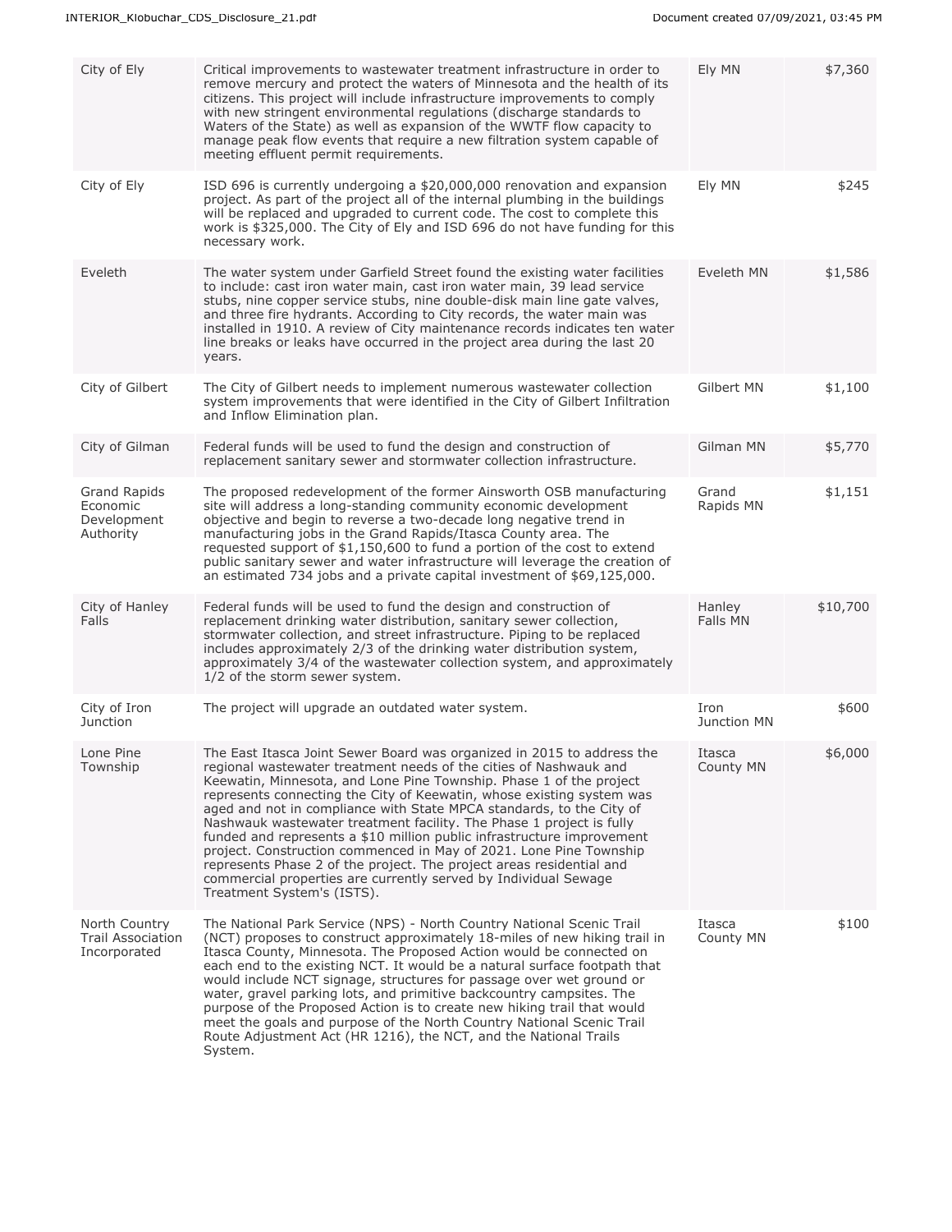| | | | |
|---|---|---|---|
| City of Ely | Critical improvements to wastewater treatment infrastructure in order to remove mercury and protect the waters of Minnesota and the health of its citizens. This project will include infrastructure improvements to comply with new stringent environmental regulations (discharge standards to Waters of the State) as well as expansion of the WWTF flow capacity to manage peak flow events that require a new filtration system capable of meeting effluent permit requirements. | Ely MN | $7,360 |
| City of Ely | ISD 696 is currently undergoing a $20,000,000 renovation and expansion project. As part of the project all of the internal plumbing in the buildings will be replaced and upgraded to current code. The cost to complete this work is $325,000. The City of Ely and ISD 696 do not have funding for this necessary work. | Ely MN | $245 |
| Eveleth | The water system under Garfield Street found the existing water facilities to include: cast iron water main, cast iron water main, 39 lead service stubs, nine copper service stubs, nine double-disk main line gate valves, and three fire hydrants. According to City records, the water main was installed in 1910. A review of City maintenance records indicates ten water line breaks or leaks have occurred in the project area during the last 20 years. | Eveleth MN | $1,586 |
| City of Gilbert | The City of Gilbert needs to implement numerous wastewater collection system improvements that were identified in the City of Gilbert Infiltration and Inflow Elimination plan. | Gilbert MN | $1,100 |
| City of Gilman | Federal funds will be used to fund the design and construction of replacement sanitary sewer and stormwater collection infrastructure. | Gilman MN | $5,770 |
| Grand Rapids Economic Development Authority | The proposed redevelopment of the former Ainsworth OSB manufacturing site will address a long-standing community economic development objective and begin to reverse a two-decade long negative trend in manufacturing jobs in the Grand Rapids/Itasca County area. The requested support of $1,150,600 to fund a portion of the cost to extend public sanitary sewer and water infrastructure will leverage the creation of an estimated 734 jobs and a private capital investment of $69,125,000. | Grand Rapids MN | $1,151 |
| City of Hanley Falls | Federal funds will be used to fund the design and construction of replacement drinking water distribution, sanitary sewer collection, stormwater collection, and street infrastructure. Piping to be replaced includes approximately 2/3 of the drinking water distribution system, approximately 3/4 of the wastewater collection system, and approximately 1/2 of the storm sewer system. | Hanley Falls MN | $10,700 |
| City of Iron Junction | The project will upgrade an outdated water system. | Iron Junction MN | $600 |
| Lone Pine Township | The East Itasca Joint Sewer Board was organized in 2015 to address the regional wastewater treatment needs of the cities of Nashwauk and Keewatin, Minnesota, and Lone Pine Township. Phase 1 of the project represents connecting the City of Keewatin, whose existing system was aged and not in compliance with State MPCA standards, to the City of Nashwauk wastewater treatment facility. The Phase 1 project is fully funded and represents a $10 million public infrastructure improvement project. Construction commenced in May of 2021. Lone Pine Township represents Phase 2 of the project. The project areas residential and commercial properties are currently served by Individual Sewage Treatment System's (ISTS). | Itasca County MN | $6,000 |
| North Country Trail Association Incorporated | The National Park Service (NPS) - North Country National Scenic Trail (NCT) proposes to construct approximately 18-miles of new hiking trail in Itasca County, Minnesota. The Proposed Action would be connected on each end to the existing NCT. It would be a natural surface footpath that would include NCT signage, structures for passage over wet ground or water, gravel parking lots, and primitive backcountry campsites. The purpose of the Proposed Action is to create new hiking trail that would meet the goals and purpose of the North Country National Scenic Trail Route Adjustment Act (HR 1216), the NCT, and the National Trails System. | Itasca County MN | $100 |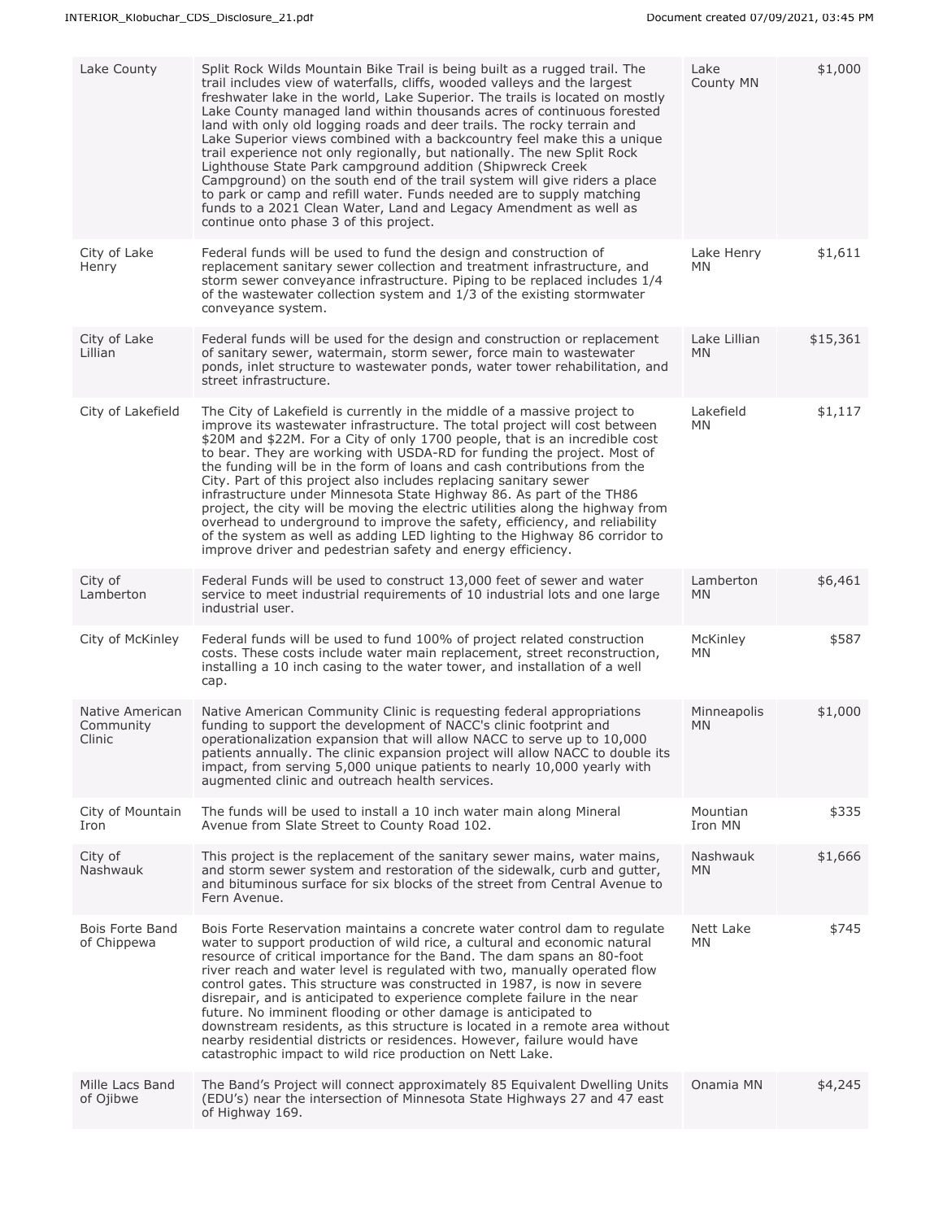| Lake County | Split Rock Wilds Mountain Bike Trail is being built as a rugged trail. The trail includes view of waterfalls, cliffs, wooded valleys and the largest freshwater lake in the world, Lake Superior. The trails is located on mostly Lake County managed land within thousands acres of continuous forested land with only old logging roads and deer trails. The rocky terrain and Lake Superior views combined with a backcountry feel make this a unique trail experience not only regionally, but nationally. The new Split Rock Lighthouse State Park campground addition (Shipwreck Creek Campground) on the south end of the trail system will give riders a place to park or camp and refill water. Funds needed are to supply matching funds to a 2021 Clean Water, Land and Legacy Amendment as well as continue onto phase 3 of this project. | Lake County MN | $1,000 |
|---|---|---|---|
| City of Lake Henry | Federal funds will be used to fund the design and construction of replacement sanitary sewer collection and treatment infrastructure, and storm sewer conveyance infrastructure. Piping to be replaced includes 1/4 of the wastewater collection system and 1/3 of the existing stormwater conveyance system. | Lake Henry MN | $1,611 |
| City of Lake Lillian | Federal funds will be used for the design and construction or replacement of sanitary sewer, watermain, storm sewer, force main to wastewater ponds, inlet structure to wastewater ponds, water tower rehabilitation, and street infrastructure. | Lake Lillian MN | $15,361 |
| City of Lakefield | The City of Lakefield is currently in the middle of a massive project to improve its wastewater infrastructure. The total project will cost between $20M and $22M. For a City of only 1700 people, that is an incredible cost to bear. They are working with USDA-RD for funding the project. Most of the funding will be in the form of loans and cash contributions from the City. Part of this project also includes replacing sanitary sewer infrastructure under Minnesota State Highway 86. As part of the TH86 project, the city will be moving the electric utilities along the highway from overhead to underground to improve the safety, efficiency, and reliability of the system as well as adding LED lighting to the Highway 86 corridor to improve driver and pedestrian safety and energy efficiency. | Lakefield MN | $1,117 |
| City of Lamberton | Federal Funds will be used to construct 13,000 feet of sewer and water service to meet industrial requirements of 10 industrial lots and one large industrial user. | Lamberton MN | $6,461 |
| City of McKinley | Federal funds will be used to fund 100% of project related construction costs. These costs include water main replacement, street reconstruction, installing a 10 inch casing to the water tower, and installation of a well cap. | McKinley MN | $587 |
| Native American Community Clinic | Native American Community Clinic is requesting federal appropriations funding to support the development of NACC's clinic footprint and operationalization expansion that will allow NACC to serve up to 10,000 patients annually. The clinic expansion project will allow NACC to double its impact, from serving 5,000 unique patients to nearly 10,000 yearly with augmented clinic and outreach health services. | Minneapolis MN | $1,000 |
| City of Mountain Iron | The funds will be used to install a 10 inch water main along Mineral Avenue from Slate Street to County Road 102. | Mountian Iron MN | $335 |
| City of Nashwauk | This project is the replacement of the sanitary sewer mains, water mains, and storm sewer system and restoration of the sidewalk, curb and gutter, and bituminous surface for six blocks of the street from Central Avenue to Fern Avenue. | Nashwauk MN | $1,666 |
| Bois Forte Band of Chippewa | Bois Forte Reservation maintains a concrete water control dam to regulate water to support production of wild rice, a cultural and economic natural resource of critical importance for the Band. The dam spans an 80-foot river reach and water level is regulated with two, manually operated flow control gates. This structure was constructed in 1987, is now in severe disrepair, and is anticipated to experience complete failure in the near future. No imminent flooding or other damage is anticipated to downstream residents, as this structure is located in a remote area without nearby residential districts or residences. However, failure would have catastrophic impact to wild rice production on Nett Lake. | Nett Lake MN | $745 |
| Mille Lacs Band of Ojibwe | The Band's Project will connect approximately 85 Equivalent Dwelling Units (EDU's) near the intersection of Minnesota State Highways 27 and 47 east of Highway 169. | Onamia MN | $4,245 |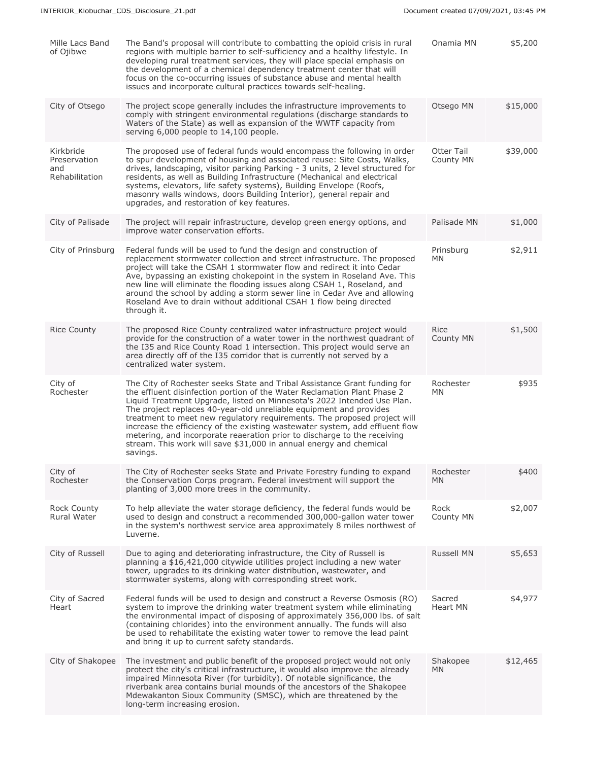| | | | |
|---|---|---|---|
| Mille Lacs Band of Ojibwe | The Band's proposal will contribute to combatting the opioid crisis in rural regions with multiple barrier to self-sufficiency and a healthy lifestyle. In developing rural treatment services, they will place special emphasis on the development of a chemical dependency treatment center that will focus on the co-occurring issues of substance abuse and mental health issues and incorporate cultural practices towards self-healing. | Onamia MN | $5,200 |
| City of Otsego | The project scope generally includes the infrastructure improvements to comply with stringent environmental regulations (discharge standards to Waters of the State) as well as expansion of the WWTF capacity from serving 6,000 people to 14,100 people. | Otsego MN | $15,000 |
| Kirkbride Preservation and Rehabilitation | The proposed use of federal funds would encompass the following in order to spur development of housing and associated reuse: Site Costs, Walks, drives, landscaping, visitor parking Parking - 3 units, 2 level structured for residents, as well as Building Infrastructure (Mechanical and electrical systems, elevators, life safety systems), Building Envelope (Roofs, masonry walls windows, doors Building Interior), general repair and upgrades, and restoration of key features. | Otter Tail County MN | $39,000 |
| City of Palisade | The project will repair infrastructure, develop green energy options, and improve water conservation efforts. | Palisade MN | $1,000 |
| City of Prinsburg | Federal funds will be used to fund the design and construction of replacement stormwater collection and street infrastructure. The proposed project will take the CSAH 1 stormwater flow and redirect it into Cedar Ave, bypassing an existing chokepoint in the system in Roseland Ave. This new line will eliminate the flooding issues along CSAH 1, Roseland, and around the school by adding a storm sewer line in Cedar Ave and allowing Roseland Ave to drain without additional CSAH 1 flow being directed through it. | Prinsburg MN | $2,911 |
| Rice County | The proposed Rice County centralized water infrastructure project would provide for the construction of a water tower in the northwest quadrant of the I35 and Rice County Road 1 intersection. This project would serve an area directly off of the I35 corridor that is currently not served by a centralized water system. | Rice County MN | $1,500 |
| City of Rochester | The City of Rochester seeks State and Tribal Assistance Grant funding for the effluent disinfection portion of the Water Reclamation Plant Phase 2 Liquid Treatment Upgrade, listed on Minnesota's 2022 Intended Use Plan. The project replaces 40-year-old unreliable equipment and provides treatment to meet new regulatory requirements. The proposed project will increase the efficiency of the existing wastewater system, add effluent flow metering, and incorporate reaeration prior to discharge to the receiving stream. This work will save $31,000 in annual energy and chemical savings. | Rochester MN | $935 |
| City of Rochester | The City of Rochester seeks State and Private Forestry funding to expand the Conservation Corps program. Federal investment will support the planting of 3,000 more trees in the community. | Rochester MN | $400 |
| Rock County Rural Water | To help alleviate the water storage deficiency, the federal funds would be used to design and construct a recommended 300,000-gallon water tower in the system's northwest service area approximately 8 miles northwest of Luverne. | Rock County MN | $2,007 |
| City of Russell | Due to aging and deteriorating infrastructure, the City of Russell is planning a $16,421,000 citywide utilities project including a new water tower, upgrades to its drinking water distribution, wastewater, and stormwater systems, along with corresponding street work. | Russell MN | $5,653 |
| City of Sacred Heart | Federal funds will be used to design and construct a Reverse Osmosis (RO) system to improve the drinking water treatment system while eliminating the environmental impact of disposing of approximately 356,000 lbs. of salt (containing chlorides) into the environment annually. The funds will also be used to rehabilitate the existing water tower to remove the lead paint and bring it up to current safety standards. | Sacred Heart MN | $4,977 |
| City of Shakopee | The investment and public benefit of the proposed project would not only protect the city's critical infrastructure, it would also improve the already impaired Minnesota River (for turbidity). Of notable significance, the riverbank area contains burial mounds of the ancestors of the Shakopee Mdewakanton Sioux Community (SMSC), which are threatened by the long-term increasing erosion. | Shakopee MN | $12,465 |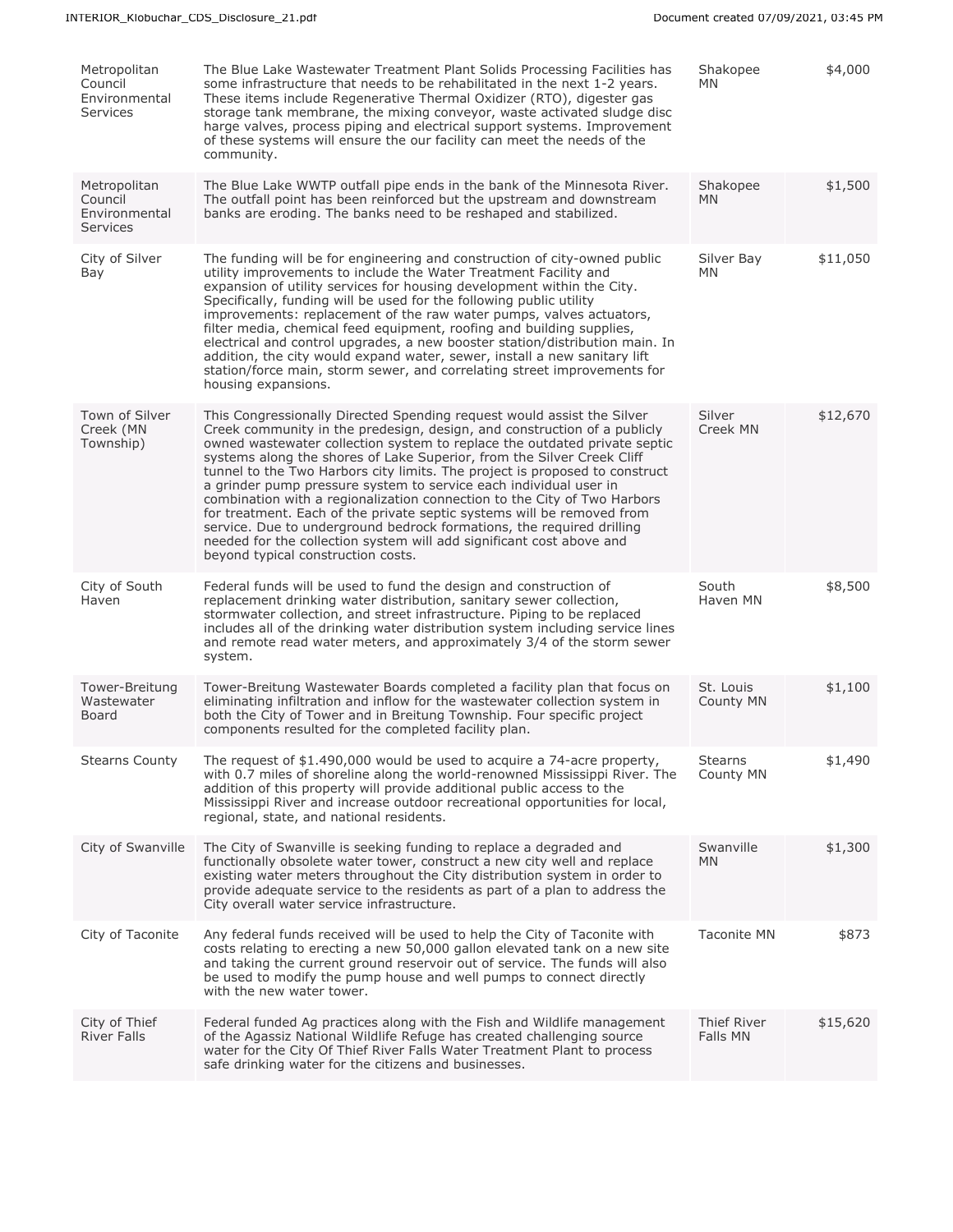| | | | |
|---|---|---|---|
| Metropolitan Council Environmental Services | The Blue Lake Wastewater Treatment Plant Solids Processing Facilities has some infrastructure that needs to be rehabilitated in the next 1-2 years. These items include Regenerative Thermal Oxidizer (RTO), digester gas storage tank membrane, the mixing conveyor, waste activated sludge disc harge valves, process piping and electrical support systems. Improvement of these systems will ensure the our facility can meet the needs of the community. | Shakopee MN | $4,000 |
| Metropolitan Council Environmental Services | The Blue Lake WWTP outfall pipe ends in the bank of the Minnesota River. The outfall point has been reinforced but the upstream and downstream banks are eroding. The banks need to be reshaped and stabilized. | Shakopee MN | $1,500 |
| City of Silver Bay | The funding will be for engineering and construction of city-owned public utility improvements to include the Water Treatment Facility and expansion of utility services for housing development within the City. Specifically, funding will be used for the following public utility improvements: replacement of the raw water pumps, valves actuators, filter media, chemical feed equipment, roofing and building supplies, electrical and control upgrades, a new booster station/distribution main. In addition, the city would expand water, sewer, install a new sanitary lift station/force main, storm sewer, and correlating street improvements for housing expansions. | Silver Bay MN | $11,050 |
| Town of Silver Creek (MN Township) | This Congressionally Directed Spending request would assist the Silver Creek community in the predesign, design, and construction of a publicly owned wastewater collection system to replace the outdated private septic systems along the shores of Lake Superior, from the Silver Creek Cliff tunnel to the Two Harbors city limits. The project is proposed to construct a grinder pump pressure system to service each individual user in combination with a regionalization connection to the City of Two Harbors for treatment. Each of the private septic systems will be removed from service. Due to underground bedrock formations, the required drilling needed for the collection system will add significant cost above and beyond typical construction costs. | Silver Creek MN | $12,670 |
| City of South Haven | Federal funds will be used to fund the design and construction of replacement drinking water distribution, sanitary sewer collection, stormwater collection, and street infrastructure. Piping to be replaced includes all of the drinking water distribution system including service lines and remote read water meters, and approximately 3/4 of the storm sewer system. | South Haven MN | $8,500 |
| Tower-Breitung Wastewater Board | Tower-Breitung Wastewater Boards completed a facility plan that focus on eliminating infiltration and inflow for the wastewater collection system in both the City of Tower and in Breitung Township. Four specific project components resulted for the completed facility plan. | St. Louis County MN | $1,100 |
| Stearns County | The request of $1.490,000 would be used to acquire a 74-acre property, with 0.7 miles of shoreline along the world-renowned Mississippi River. The addition of this property will provide additional public access to the Mississippi River and increase outdoor recreational opportunities for local, regional, state, and national residents. | Stearns County MN | $1,490 |
| City of Swanville | The City of Swanville is seeking funding to replace a degraded and functionally obsolete water tower, construct a new city well and replace existing water meters throughout the City distribution system in order to provide adequate service to the residents as part of a plan to address the City overall water service infrastructure. | Swanville MN | $1,300 |
| City of Taconite | Any federal funds received will be used to help the City of Taconite with costs relating to erecting a new 50,000 gallon elevated tank on a new site and taking the current ground reservoir out of service. The funds will also be used to modify the pump house and well pumps to connect directly with the new water tower. | Taconite MN | $873 |
| City of Thief River Falls | Federal funded Ag practices along with the Fish and Wildlife management of the Agassiz National Wildlife Refuge has created challenging source water for the City Of Thief River Falls Water Treatment Plant to process safe drinking water for the citizens and businesses. | Thief River Falls MN | $15,620 |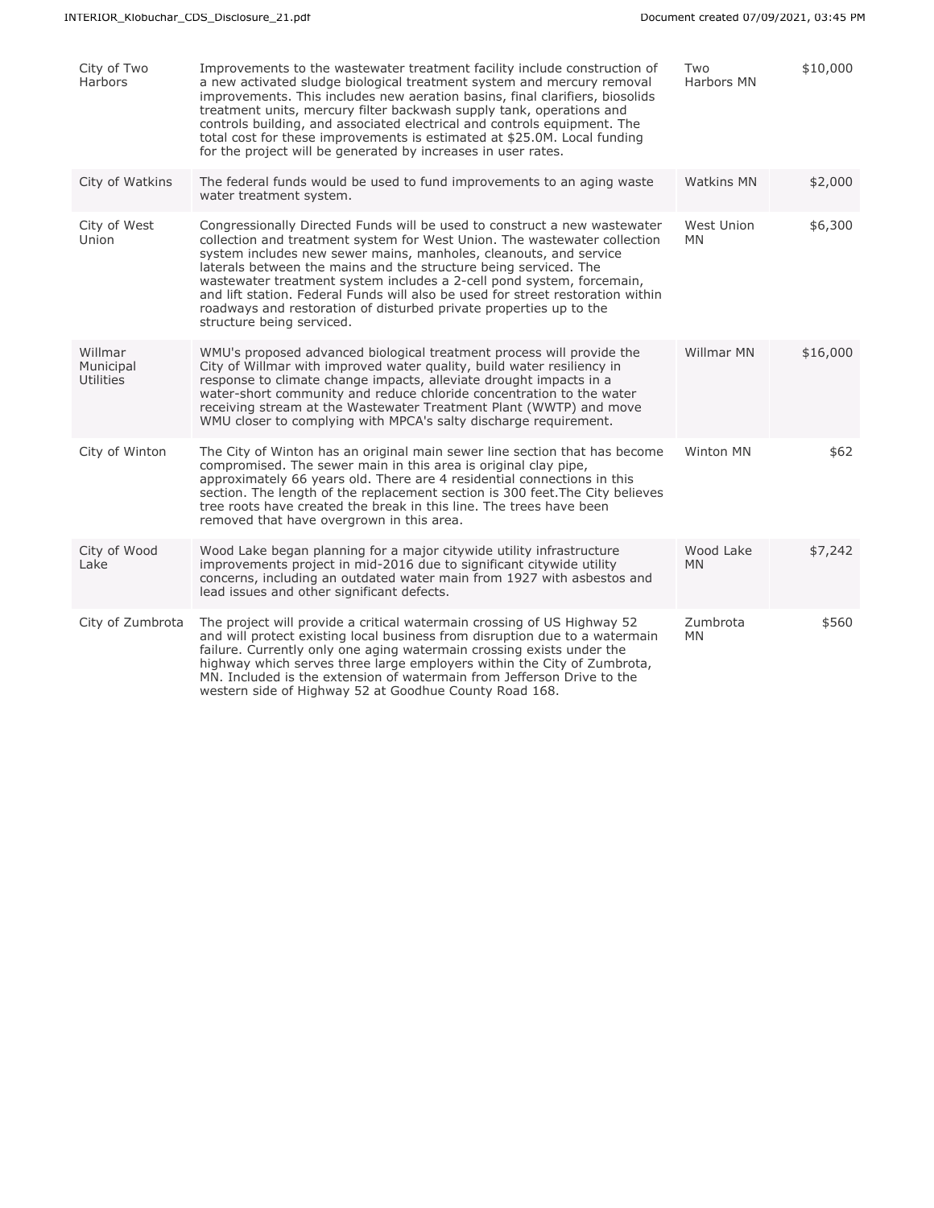| | | | |
|---|---|---|---|
| City of Two Harbors | Improvements to the wastewater treatment facility include construction of a new activated sludge biological treatment system and mercury removal improvements. This includes new aeration basins, final clarifiers, biosolids treatment units, mercury filter backwash supply tank, operations and controls building, and associated electrical and controls equipment. The total cost for these improvements is estimated at $25.0M. Local funding for the project will be generated by increases in user rates. | Two Harbors MN | $10,000 |
| City of Watkins | The federal funds would be used to fund improvements to an aging waste water treatment system. | Watkins MN | $2,000 |
| City of West Union | Congressionally Directed Funds will be used to construct a new wastewater collection and treatment system for West Union. The wastewater collection system includes new sewer mains, manholes, cleanouts, and service laterals between the mains and the structure being serviced. The wastewater treatment system includes a 2-cell pond system, forcemain, and lift station. Federal Funds will also be used for street restoration within roadways and restoration of disturbed private properties up to the structure being serviced. | West Union MN | $6,300 |
| Willmar Municipal Utilities | WMU's proposed advanced biological treatment process will provide the City of Willmar with improved water quality, build water resiliency in response to climate change impacts, alleviate drought impacts in a water-short community and reduce chloride concentration to the water receiving stream at the Wastewater Treatment Plant (WWTP) and move WMU closer to complying with MPCA's salty discharge requirement. | Willmar MN | $16,000 |
| City of Winton | The City of Winton has an original main sewer line section that has become compromised. The sewer main in this area is original clay pipe, approximately 66 years old. There are 4 residential connections in this section. The length of the replacement section is 300 feet.The City believes tree roots have created the break in this line. The trees have been removed that have overgrown in this area. | Winton MN | $62 |
| City of Wood Lake | Wood Lake began planning for a major citywide utility infrastructure improvements project in mid-2016 due to significant citywide utility concerns, including an outdated water main from 1927 with asbestos and lead issues and other significant defects. | Wood Lake MN | $7,242 |
| City of Zumbrota | The project will provide a critical watermain crossing of US Highway 52 and will protect existing local business from disruption due to a watermain failure. Currently only one aging watermain crossing exists under the highway which serves three large employers within the City of Zumbrota, MN. Included is the extension of watermain from Jefferson Drive to the western side of Highway 52 at Goodhue County Road 168. | Zumbrota MN | $560 |